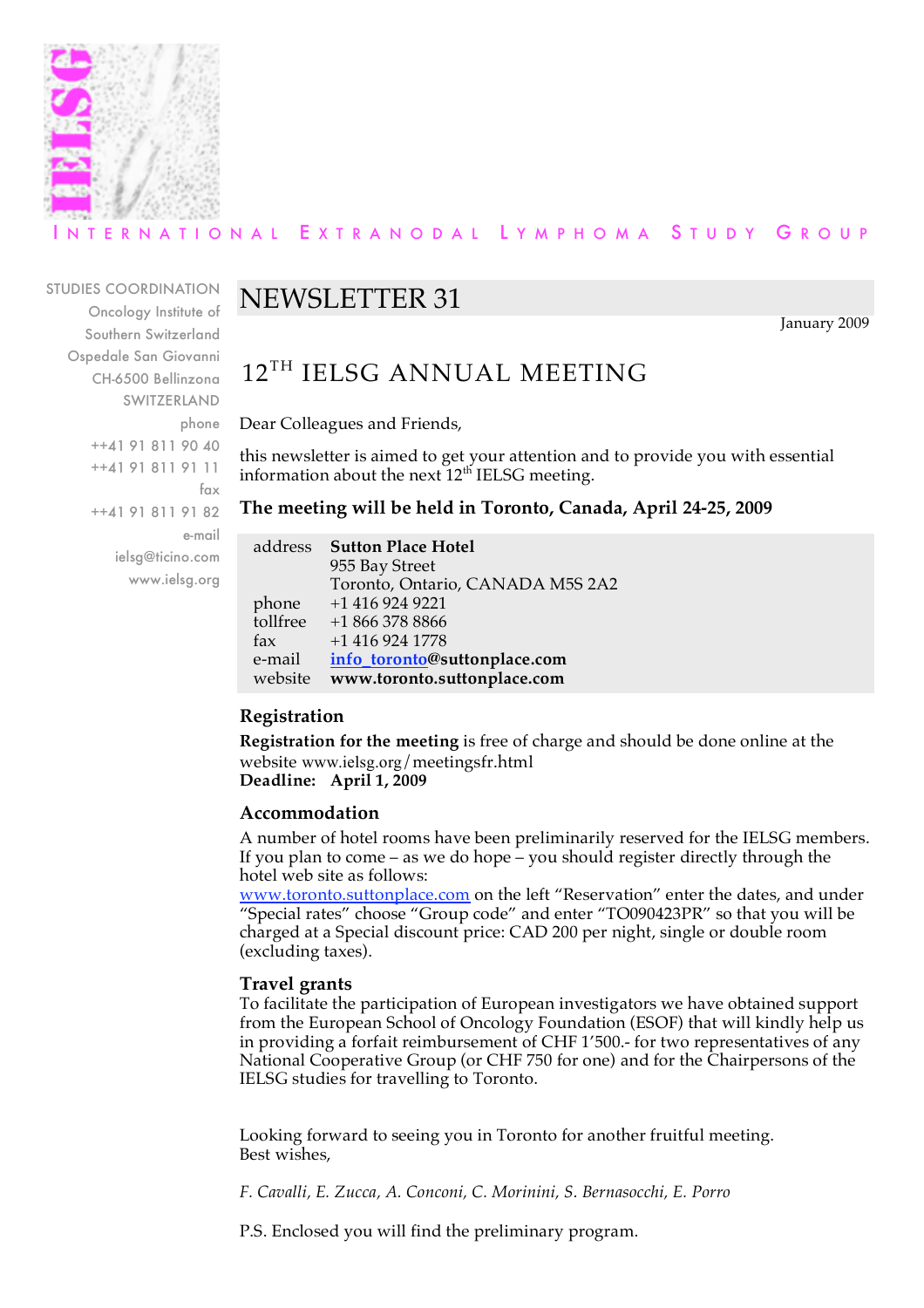IELSG

INTERNATIONAL EXTRANODAL LYMPHOMA STUDY GROUP

STUDIES COORDINATION
Oncology Institute of
Southern Switzerland
Ospedale San Giovanni
CH-6500 Bellinzona
SWITZERLAND
phone
++41 91 811 90 40
++41 91 811 91 11
fax
++41 91 811 91 82
e-mail
ielsg@ticino.com
www.ielsg.org

# NEWSLETTER 31

January 2009

## 12TH IELSG ANNUAL MEETING

Dear Colleagues and Friends,

this newsletter is aimed to get your attention and to provide you with essential information about the next 12th IELSG meeting.

**The meeting will be held in Toronto, Canada, April 24-25, 2009**

| | |
|---|---|
| address | **Sutton Place Hotel**<br>955 Bay Street<br>Toronto, Ontario, CANADA M5S 2A2 |
| phone | +1 416 924 9221 |
| tollfree | +1 866 378 8866 |
| fax | +1 416 924 1778 |
| e-mail | **info_toronto@suttonplace.com** |
| website | **www.toronto.suttonplace.com** |

### Registration

**Registration for the meeting** is free of charge and should be done online at the website www.ielsg.org/meetingsfr.html
**Deadline: April 1, 2009**

### Accommodation

A number of hotel rooms have been preliminarily reserved for the IELSG members. If you plan to come – as we do hope – you should register directly through the hotel web site as follows:
www.toronto.suttonplace.com on the left "Reservation" enter the dates, and under "Special rates" choose "Group code" and enter "TO090423PR" so that you will be charged at a Special discount price: CAD 200 per night, single or double room (excluding taxes).

### Travel grants

To facilitate the participation of European investigators we have obtained support from the European School of Oncology Foundation (ESOF) that will kindly help us in providing a forfait reimbursement of CHF 1'500.- for two representatives of any National Cooperative Group (or CHF 750 for one) and for the Chairpersons of the IELSG studies for travelling to Toronto.

Looking forward to seeing you in Toronto for another fruitful meeting.
Best wishes,

*F. Cavalli, E. Zucca, A. Conconi, C. Morinini, S. Bernasocchi, E. Porro*

P.S. Enclosed you will find the preliminary program.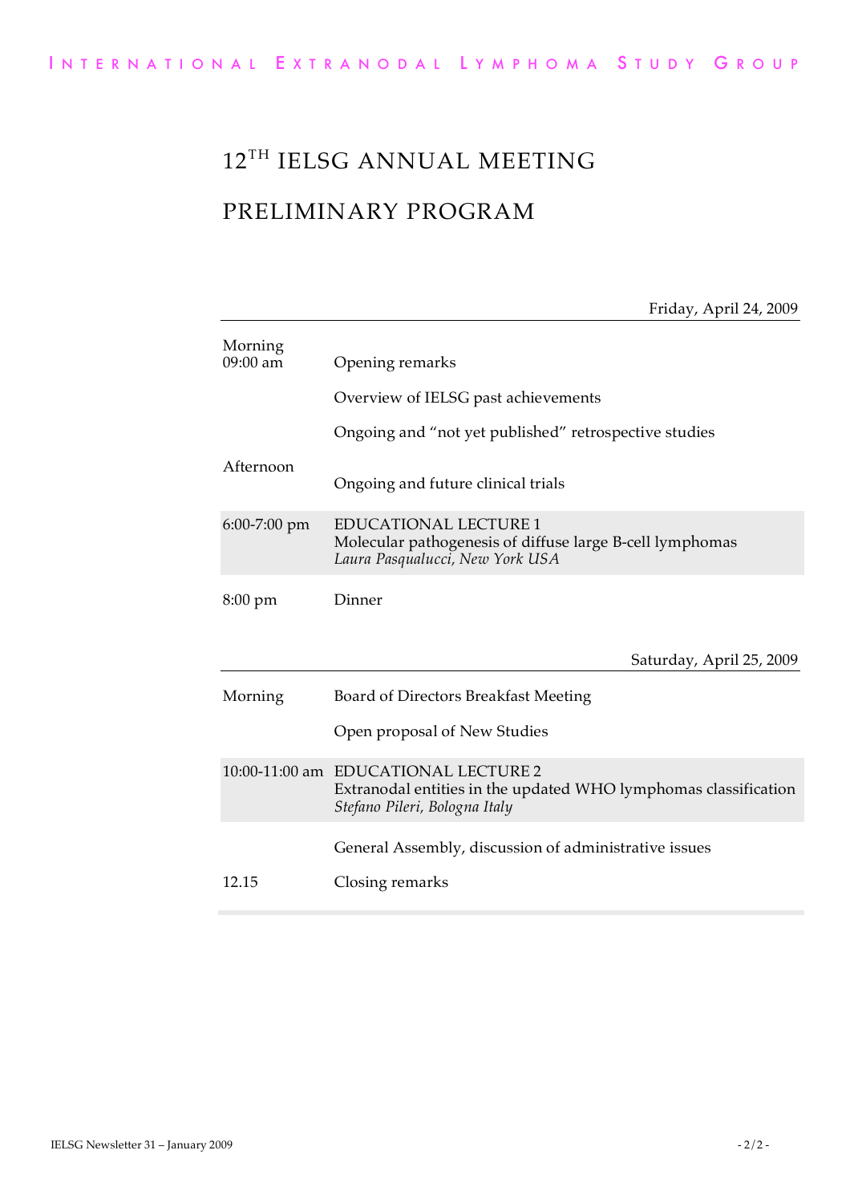# 12^TH^ IELSG ANNUAL MEETING

# PRELIMINARY PROGRAM

**Friday, April 24, 2009**

| | |
|---|---|
| Morning 09:00 am | Opening remarks |
| | Overview of IELSG past achievements |
| | Ongoing and “not yet published” retrospective studies |
| Afternoon | Ongoing and future clinical trials |
| 6:00-7:00 pm | EDUCATIONAL LECTURE 1<br>Molecular pathogenesis of diffuse large B-cell lymphomas<br>*Laura Pasqualucci, New York USA* |
| 8:00 pm | Dinner |

**Saturday, April 25, 2009**

| | |
|---|---|
| Morning | Board of Directors Breakfast Meeting |
| | Open proposal of New Studies |
| 10:00-11:00 am | EDUCATIONAL LECTURE 2<br>Extranodal entities in the updated WHO lymphomas classification<br>*Stefano Pileri, Bologna Italy* |
| | General Assembly, discussion of administrative issues |
| 12.15 | Closing remarks |